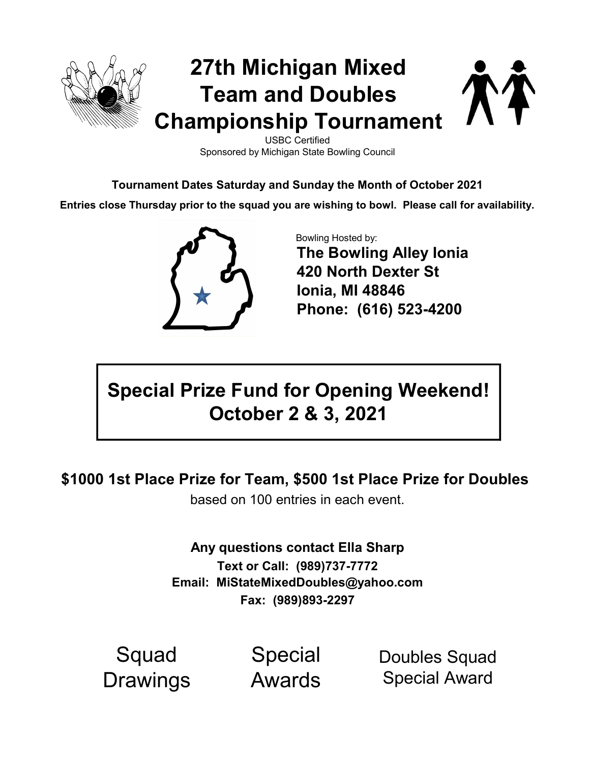# 27th Michigan Mixed Team and Doubles Championship Tournament

USBC Certified
Sponsored by Michigan State Bowling Council

**Tournament Dates Saturday and Sunday the Month of October 2021**

**Entries close Thursday prior to the squad you are wishing to bowl. Please call for availability.**

Bowling Hosted by:
**The Bowling Alley Ionia**
**420 North Dexter St**
**Ionia, MI 48846**
**Phone: (616) 523-4200**

## Special Prize Fund for Opening Weekend!
## October 2 & 3, 2021

**$1000 1st Place Prize for Team, $500 1st Place Prize for Doubles**
based on 100 entries in each event.

**Any questions contact Ella Sharp**
**Text or Call: (989)737-7772**
**Email: MiStateMixedDoubles@yahoo.com**
**Fax: (989)893-2297**

Squad Drawings

Special Awards

Doubles Squad Special Award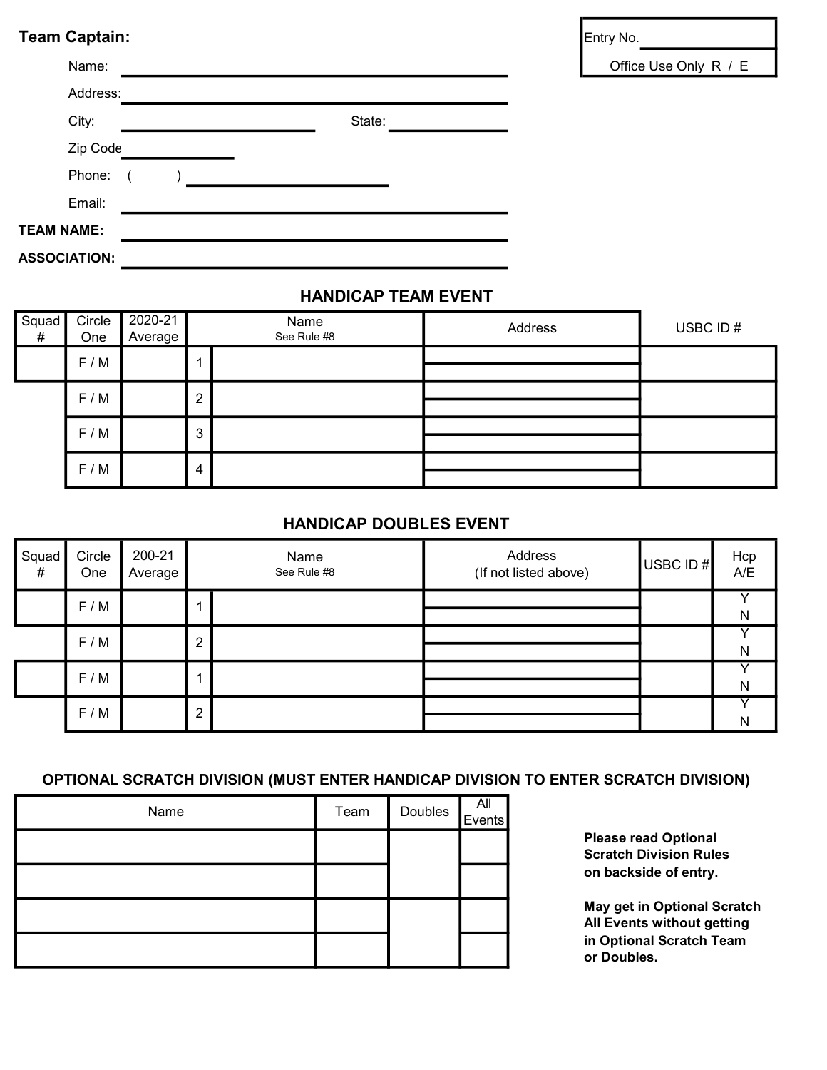**Team Captain:**

| Entry No. |
| --- |
| Office Use Only R / E |

Name: ______________________________

Address: ______________________________

City: ____________________ State: ____________

Zip Code ____________

Phone: ( ) ____________________

Email: ______________________________

**TEAM NAME:** ______________________________

**ASSOCIATION:** ______________________________

## HANDICAP TEAM EVENT

| Squad # | Circle One | 2020-21 Average | | Name See Rule #8 | Address | USBC ID # |
| --- | --- | --- | --- | --- | --- | --- |
| | F / M | | 1 | | | |
| | F / M | | 2 | | | |
| | F / M | | 3 | | | |
| | F / M | | 4 | | | |

## HANDICAP DOUBLES EVENT

| Squad # | Circle One | 200-21 Average | | Name See Rule #8 | Address (If not listed above) | USBC ID # | Hcp A/E |
| --- | --- | --- | --- | --- | --- | --- | --- |
| | F / M | | 1 | | | | Y N |
| | F / M | | 2 | | | | Y N |
| | F / M | | 1 | | | | Y N |
| | F / M | | 2 | | | | Y N |

### OPTIONAL SCRATCH DIVISION (MUST ENTER HANDICAP DIVISION TO ENTER SCRATCH DIVISION)

| Name | Team | Doubles | All Events |
| --- | --- | --- | --- |
| | | | |
| | | | |
| | | | |
| | | | |

**Please read Optional Scratch Division Rules on backside of entry.**

**May get in Optional Scratch All Events without getting in Optional Scratch Team or Doubles.**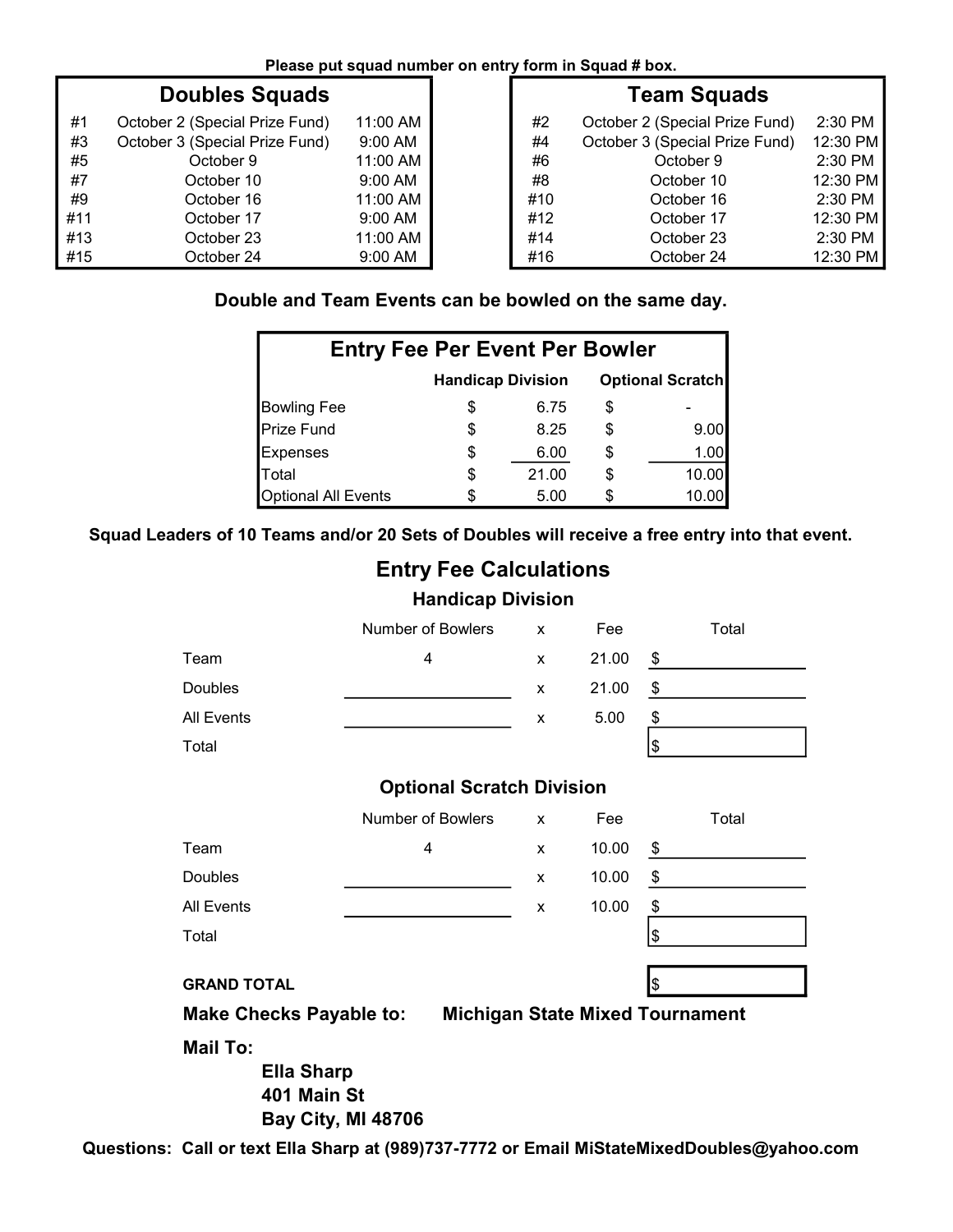**Please put squad number on entry form in Squad # box.**

| Doubles Squads | | |
|---|---|---|
| #1 | October 2 (Special Prize Fund) | 11:00 AM |
| #3 | October 3 (Special Prize Fund) | 9:00 AM |
| #5 | October 9 | 11:00 AM |
| #7 | October 10 | 9:00 AM |
| #9 | October 16 | 11:00 AM |
| #11 | October 17 | 9:00 AM |
| #13 | October 23 | 11:00 AM |
| #15 | October 24 | 9:00 AM |

| Team Squads | | |
|---|---|---|
| #2 | October 2 (Special Prize Fund) | 2:30 PM |
| #4 | October 3 (Special Prize Fund) | 12:30 PM |
| #6 | October 9 | 2:30 PM |
| #8 | October 10 | 12:30 PM |
| #10 | October 16 | 2:30 PM |
| #12 | October 17 | 12:30 PM |
| #14 | October 23 | 2:30 PM |
| #16 | October 24 | 12:30 PM |

**Double and Team Events can be bowled on the same day.**

| Entry Fee Per Event Per Bowler | Handicap Division | Optional Scratch |
|---|---|---|
| Bowling Fee | $ 6.75 | $ - |
| Prize Fund | $ 8.25 | $ 9.00 |
| Expenses | $ 6.00 | $ 1.00 |
| Total | $ 21.00 | $ 10.00 |
| Optional All Events | $ 5.00 | $ 10.00 |

**Squad Leaders of 10 Teams and/or 20 Sets of Doubles will receive a free entry into that event.**

## Entry Fee Calculations

### Handicap Division

| | Number of Bowlers | x | Fee | Total |
|---|---|---|---|---|
| Team | 4 | x | 21.00 | $ |
| Doubles | | x | 21.00 | $ |
| All Events | | x | 5.00 | $ |
| Total | | | | $ |

### Optional Scratch Division

| | Number of Bowlers | x | Fee | Total |
|---|---|---|---|---|
| Team | 4 | x | 10.00 | $ |
| Doubles | | x | 10.00 | $ |
| All Events | | x | 10.00 | $ |
| Total | | | | $ |

**GRAND TOTAL** $

**Make Checks Payable to:** **Michigan State Mixed Tournament**

**Mail To:**

**Ella Sharp**
**401 Main St**
**Bay City, MI 48706**

**Questions: Call or text Ella Sharp at (989)737-7772 or Email MiStateMixedDoubles@yahoo.com**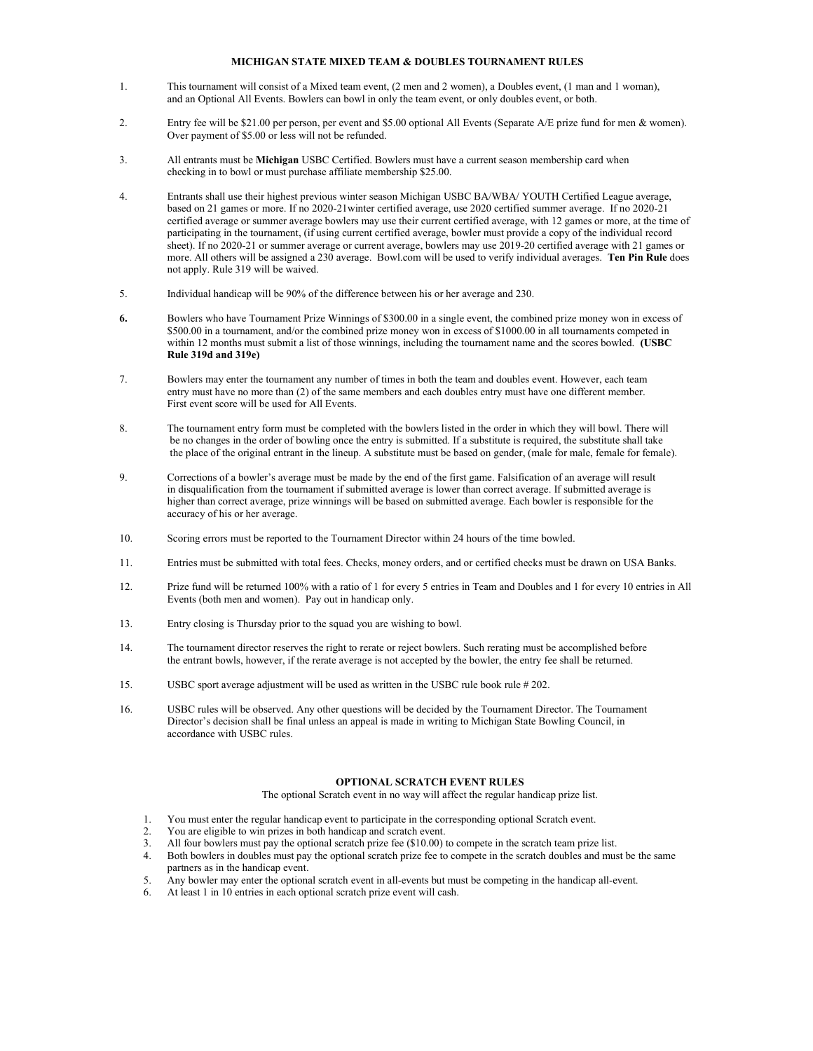# MICHIGAN STATE MIXED TEAM & DOUBLES TOURNAMENT RULES

1. This tournament will consist of a Mixed team event, (2 men and 2 women), a Doubles event, (1 man and 1 woman), and an Optional All Events. Bowlers can bowl in only the team event, or only doubles event, or both.

2. Entry fee will be $21.00 per person, per event and $5.00 optional All Events (Separate A/E prize fund for men & women). Over payment of $5.00 or less will not be refunded.

3. All entrants must be **Michigan** USBC Certified. Bowlers must have a current season membership card when checking in to bowl or must purchase affiliate membership $25.00.

4. Entrants shall use their highest previous winter season Michigan USBC BA/WBA/ YOUTH Certified League average, based on 21 games or more. If no 2020-21winter certified average, use 2020 certified summer average. If no 2020-21 certified average or summer average bowlers may use their current certified average, with 12 games or more, at the time of participating in the tournament, (if using current certified average, bowler must provide a copy of the individual record sheet). If no 2020-21 or summer average or current average, bowlers may use 2019-20 certified average with 21 games or more. All others will be assigned a 230 average. Bowl.com will be used to verify individual averages. **Ten Pin Rule** does not apply. Rule 319 will be waived.

5. Individual handicap will be 90% of the difference between his or her average and 230.

6. Bowlers who have Tournament Prize Winnings of $300.00 in a single event, the combined prize money won in excess of $500.00 in a tournament, and/or the combined prize money won in excess of $1000.00 in all tournaments competed in within 12 months must submit a list of those winnings, including the tournament name and the scores bowled. **(USBC Rule 319d and 319e)**

7. Bowlers may enter the tournament any number of times in both the team and doubles event. However, each team entry must have no more than (2) of the same members and each doubles entry must have one different member. First event score will be used for All Events.

8. The tournament entry form must be completed with the bowlers listed in the order in which they will bowl. There will be no changes in the order of bowling once the entry is submitted. If a substitute is required, the substitute shall take the place of the original entrant in the lineup. A substitute must be based on gender, (male for male, female for female).

9. Corrections of a bowler's average must be made by the end of the first game. Falsification of an average will result in disqualification from the tournament if submitted average is lower than correct average. If submitted average is higher than correct average, prize winnings will be based on submitted average. Each bowler is responsible for the accuracy of his or her average.

10. Scoring errors must be reported to the Tournament Director within 24 hours of the time bowled.

11. Entries must be submitted with total fees. Checks, money orders, and or certified checks must be drawn on USA Banks.

12. Prize fund will be returned 100% with a ratio of 1 for every 5 entries in Team and Doubles and 1 for every 10 entries in All Events (both men and women). Pay out in handicap only.

13. Entry closing is Thursday prior to the squad you are wishing to bowl.

14. The tournament director reserves the right to rerate or reject bowlers. Such rerating must be accomplished before the entrant bowls, however, if the rerate average is not accepted by the bowler, the entry fee shall be returned.

15. USBC sport average adjustment will be used as written in the USBC rule book rule # 202.

16. USBC rules will be observed. Any other questions will be decided by the Tournament Director. The Tournament Director's decision shall be final unless an appeal is made in writing to Michigan State Bowling Council, in accordance with USBC rules.

## OPTIONAL SCRATCH EVENT RULES

The optional Scratch event in no way will affect the regular handicap prize list.

1. You must enter the regular handicap event to participate in the corresponding optional Scratch event.
2. You are eligible to win prizes in both handicap and scratch event.
3. All four bowlers must pay the optional scratch prize fee ($10.00) to compete in the scratch team prize list.
4. Both bowlers in doubles must pay the optional scratch prize fee to compete in the scratch doubles and must be the same partners as in the handicap event.
5. Any bowler may enter the optional scratch event in all-events but must be competing in the handicap all-event.
6. At least 1 in 10 entries in each optional scratch prize event will cash.